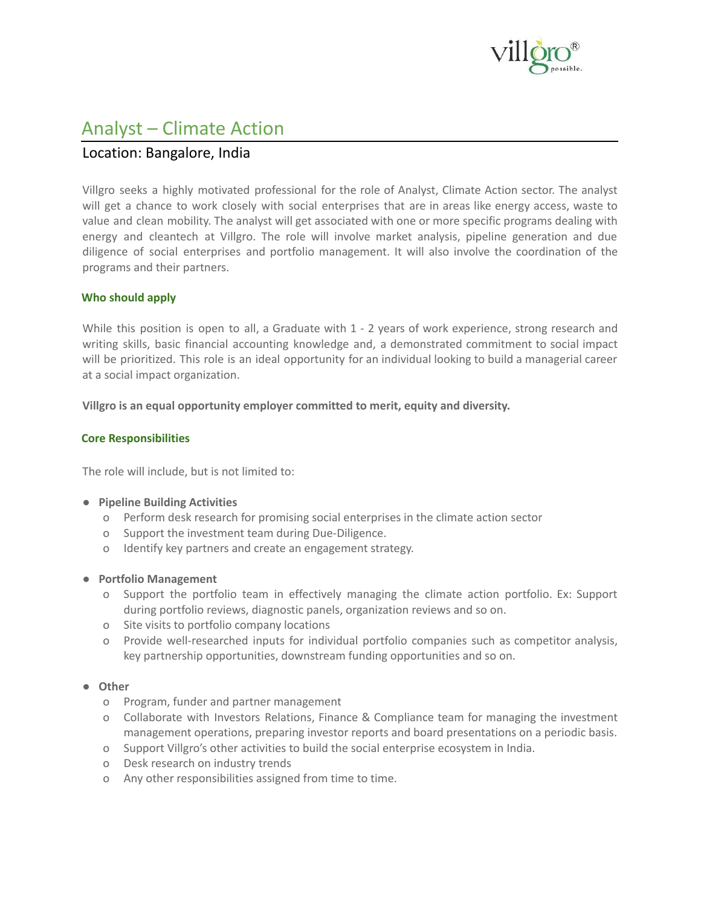# Analyst – Climate Action

## Location: Bangalore, India

Villgro seeks a highly motivated professional for the role of Analyst, Climate Action sector. The analyst will get a chance to work closely with social enterprises that are in areas like energy access, waste to value and clean mobility. The analyst will get associated with one or more specific programs dealing with energy and cleantech at Villgro. The role will involve market analysis, pipeline generation and due diligence of social enterprises and portfolio management. It will also involve the coordination of the programs and their partners.

### Who should apply

While this position is open to all, a Graduate with 1 - 2 years of work experience, strong research and writing skills, basic financial accounting knowledge and, a demonstrated commitment to social impact will be prioritized. This role is an ideal opportunity for an individual looking to build a managerial career at a social impact organization.

**Villgro is an equal opportunity employer committed to merit, equity and diversity.**

### Core Responsibilities

The role will include, but is not limited to:

- **Pipeline Building Activities**
  - Perform desk research for promising social enterprises in the climate action sector
  - Support the investment team during Due-Diligence.
  - Identify key partners and create an engagement strategy.
- **Portfolio Management**
  - Support the portfolio team in effectively managing the climate action portfolio. Ex: Support during portfolio reviews, diagnostic panels, organization reviews and so on.
  - Site visits to portfolio company locations
  - Provide well-researched inputs for individual portfolio companies such as competitor analysis, key partnership opportunities, downstream funding opportunities and so on.
- **Other**
  - Program, funder and partner management
  - Collaborate with Investors Relations, Finance & Compliance team for managing the investment management operations, preparing investor reports and board presentations on a periodic basis.
  - Support Villgro's other activities to build the social enterprise ecosystem in India.
  - Desk research on industry trends
  - Any other responsibilities assigned from time to time.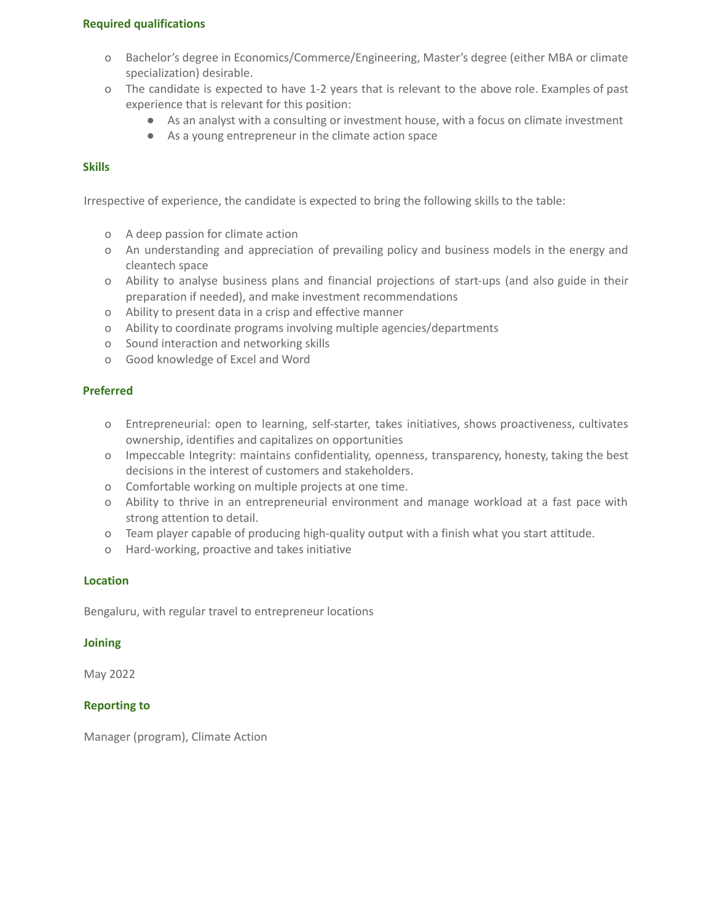### Required qualifications

- Bachelor's degree in Economics/Commerce/Engineering, Master's degree (either MBA or climate specialization) desirable.
- The candidate is expected to have 1-2 years that is relevant to the above role. Examples of past experience that is relevant for this position:
  - As an analyst with a consulting or investment house, with a focus on climate investment
  - As a young entrepreneur in the climate action space

### Skills

Irrespective of experience, the candidate is expected to bring the following skills to the table:

- A deep passion for climate action
- An understanding and appreciation of prevailing policy and business models in the energy and cleantech space
- Ability to analyse business plans and financial projections of start-ups (and also guide in their preparation if needed), and make investment recommendations
- Ability to present data in a crisp and effective manner
- Ability to coordinate programs involving multiple agencies/departments
- Sound interaction and networking skills
- Good knowledge of Excel and Word

### Preferred

- Entrepreneurial: open to learning, self-starter, takes initiatives, shows proactiveness, cultivates ownership, identifies and capitalizes on opportunities
- Impeccable Integrity: maintains confidentiality, openness, transparency, honesty, taking the best decisions in the interest of customers and stakeholders.
- Comfortable working on multiple projects at one time.
- Ability to thrive in an entrepreneurial environment and manage workload at a fast pace with strong attention to detail.
- Team player capable of producing high-quality output with a finish what you start attitude.
- Hard-working, proactive and takes initiative

### Location

Bengaluru, with regular travel to entrepreneur locations

### Joining

May 2022

### Reporting to

Manager (program), Climate Action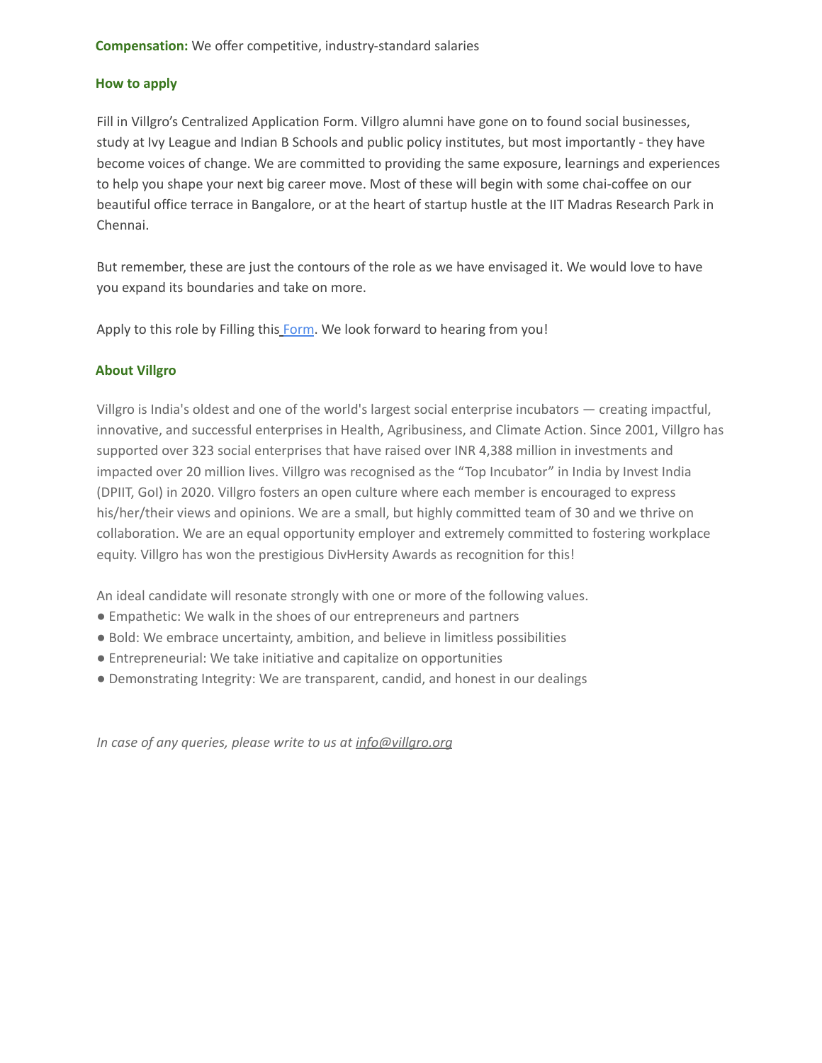**Compensation:** We offer competitive, industry-standard salaries

## How to apply

Fill in Villgro's Centralized Application Form. Villgro alumni have gone on to found social businesses, study at Ivy League and Indian B Schools and public policy institutes, but most importantly - they have become voices of change. We are committed to providing the same exposure, learnings and experiences to help you shape your next big career move. Most of these will begin with some chai-coffee on our beautiful office terrace in Bangalore, or at the heart of startup hustle at the IIT Madras Research Park in Chennai.

But remember, these are just the contours of the role as we have envisaged it. We would love to have you expand its boundaries and take on more.

Apply to this role by Filling this Form. We look forward to hearing from you!

## About Villgro

Villgro is India's oldest and one of the world's largest social enterprise incubators — creating impactful, innovative, and successful enterprises in Health, Agribusiness, and Climate Action. Since 2001, Villgro has supported over 323 social enterprises that have raised over INR 4,388 million in investments and impacted over 20 million lives. Villgro was recognised as the "Top Incubator" in India by Invest India (DPIIT, GoI) in 2020. Villgro fosters an open culture where each member is encouraged to express his/her/their views and opinions. We are a small, but highly committed team of 30 and we thrive on collaboration. We are an equal opportunity employer and extremely committed to fostering workplace equity. Villgro has won the prestigious DivHersity Awards as recognition for this!

An ideal candidate will resonate strongly with one or more of the following values.

- Empathetic: We walk in the shoes of our entrepreneurs and partners
- Bold: We embrace uncertainty, ambition, and believe in limitless possibilities
- Entrepreneurial: We take initiative and capitalize on opportunities
- Demonstrating Integrity: We are transparent, candid, and honest in our dealings

*In case of any queries, please write to us at info@villgro.org*